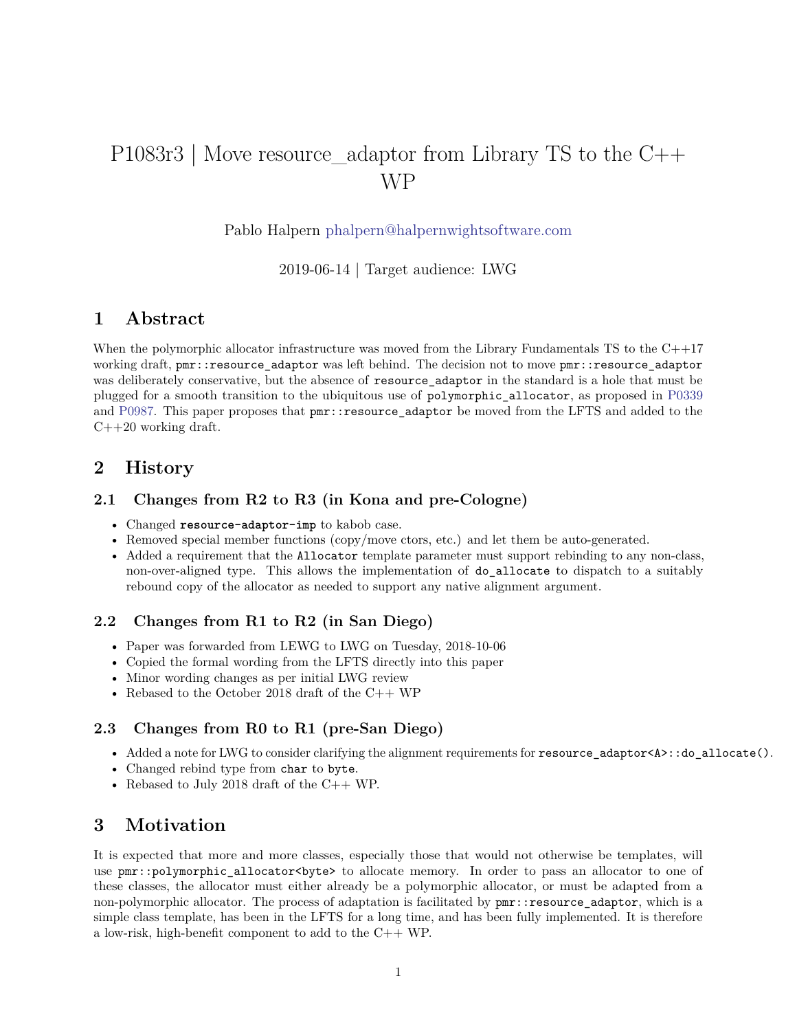# P1083r3 | Move resource_adaptor from Library TS to the C++ WP

Pablo Halpern phalpern@halpernwightsoftware.com

2019-06-14 | Target audience: LWG

## 1 Abstract

When the polymorphic allocator infrastructure was moved from the Library Fundamentals TS to the C++17 working draft, `pmr::resource_adaptor` was left behind. The decision not to move `pmr::resource_adaptor` was deliberately conservative, but the absence of `resource_adaptor` in the standard is a hole that must be plugged for a smooth transition to the ubiquitous use of `polymorphic_allocator`, as proposed in P0339 and P0987. This paper proposes that `pmr::resource_adaptor` be moved from the LFTS and added to the C++20 working draft.

## 2 History

### 2.1 Changes from R2 to R3 (in Kona and pre-Cologne)

- Changed `resource-adaptor-imp` to kabob case.
- Removed special member functions (copy/move ctors, etc.) and let them be auto-generated.
- Added a requirement that the `Allocator` template parameter must support rebinding to any non-class, non-over-aligned type. This allows the implementation of `do_allocate` to dispatch to a suitably rebound copy of the allocator as needed to support any native alignment argument.

### 2.2 Changes from R1 to R2 (in San Diego)

- Paper was forwarded from LEWG to LWG on Tuesday, 2018-10-06
- Copied the formal wording from the LFTS directly into this paper
- Minor wording changes as per initial LWG review
- Rebased to the October 2018 draft of the C++ WP

### 2.3 Changes from R0 to R1 (pre-San Diego)

- Added a note for LWG to consider clarifying the alignment requirements for `resource_adaptor<A>::do_allocate()`.
- Changed rebind type from `char` to `byte`.
- Rebased to July 2018 draft of the C++ WP.

## 3 Motivation

It is expected that more and more classes, especially those that would not otherwise be templates, will use `pmr::polymorphic_allocator<byte>` to allocate memory. In order to pass an allocator to one of these classes, the allocator must either already be a polymorphic allocator, or must be adapted from a non-polymorphic allocator. The process of adaptation is facilitated by `pmr::resource_adaptor`, which is a simple class template, has been in the LFTS for a long time, and has been fully implemented. It is therefore a low-risk, high-benefit component to add to the C++ WP.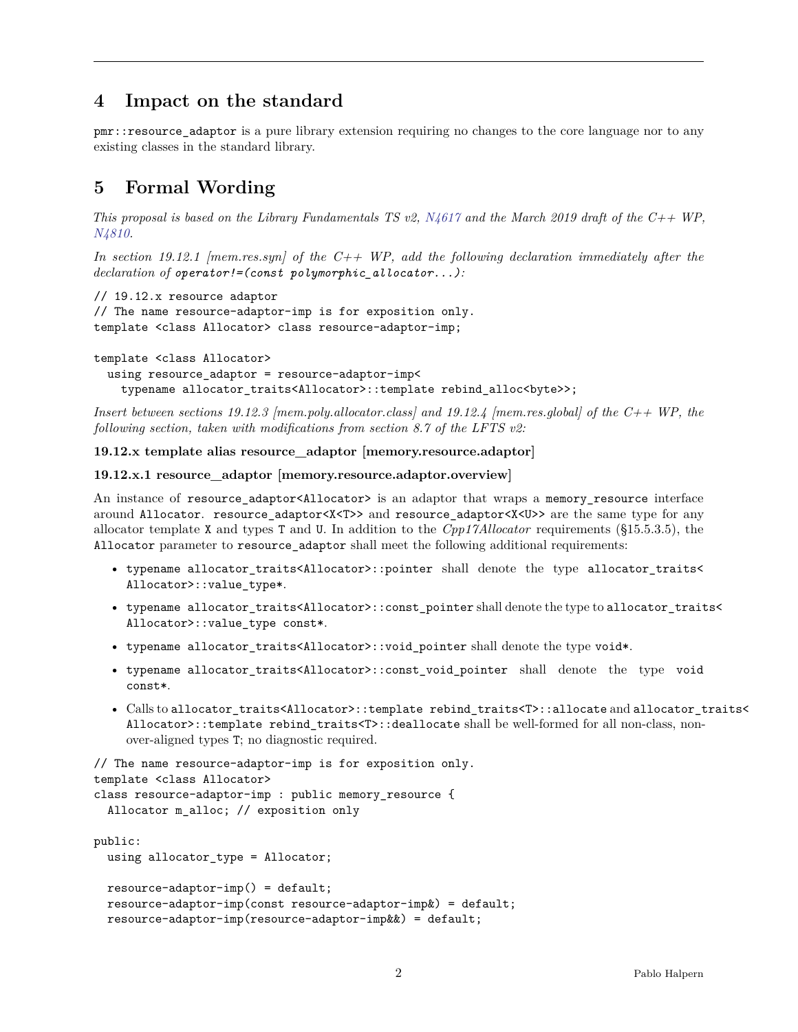## 4 Impact on the standard

`pmr::resource_adaptor` is a pure library extension requiring no changes to the core language nor to any existing classes in the standard library.

## 5 Formal Wording

*This proposal is based on the Library Fundamentals TS v2, [N4617](#) and the March 2019 draft of the C++ WP, [N4810](#).*

*In section 19.12.1 [mem.res.syn] of the C++ WP, add the following declaration immediately after the declaration of* `operator!=(const polymorphic_allocator...)`*:*

```
// 19.12.x resource adaptor
// The name resource-adaptor-imp is for exposition only.
template <class Allocator> class resource-adaptor-imp;

template <class Allocator>
  using resource_adaptor = resource-adaptor-imp<
    typename allocator_traits<Allocator>::template rebind_alloc<byte>>;
```

*Insert between sections 19.12.3 [mem.poly.allocator.class] and 19.12.4 [mem.res.global] of the C++ WP, the following section, taken with modifications from section 8.7 of the LFTS v2:*

**19.12.x template alias resource_adaptor [memory.resource.adaptor]**

**19.12.x.1 resource_adaptor [memory.resource.adaptor.overview]**

An instance of `resource_adaptor<Allocator>` is an adaptor that wraps a `memory_resource` interface around `Allocator`. `resource_adaptor<X<T>>` and `resource_adaptor<X<U>>` are the same type for any allocator template `X` and types `T` and `U`. In addition to the *Cpp17Allocator* requirements (§15.5.3.5), the `Allocator` parameter to `resource_adaptor` shall meet the following additional requirements:

- `typename allocator_traits<Allocator>::pointer` shall denote the type `allocator_traits< Allocator>::value_type*`.
- `typename allocator_traits<Allocator>::const_pointer` shall denote the type to `allocator_traits< Allocator>::value_type const*`.
- `typename allocator_traits<Allocator>::void_pointer` shall denote the type `void*`.
- `typename allocator_traits<Allocator>::const_void_pointer` shall denote the type `void const*`.
- Calls to `allocator_traits<Allocator>::template rebind_traits<T>::allocate` and `allocator_traits< Allocator>::template rebind_traits<T>::deallocate` shall be well-formed for all non-class, non-over-aligned types `T`; no diagnostic required.

```
// The name resource-adaptor-imp is for exposition only.
template <class Allocator>
class resource-adaptor-imp : public memory_resource {
  Allocator m_alloc; // exposition only

public:
  using allocator_type = Allocator;

  resource-adaptor-imp() = default;
  resource-adaptor-imp(const resource-adaptor-imp&) = default;
  resource-adaptor-imp(resource-adaptor-imp&&) = default;
```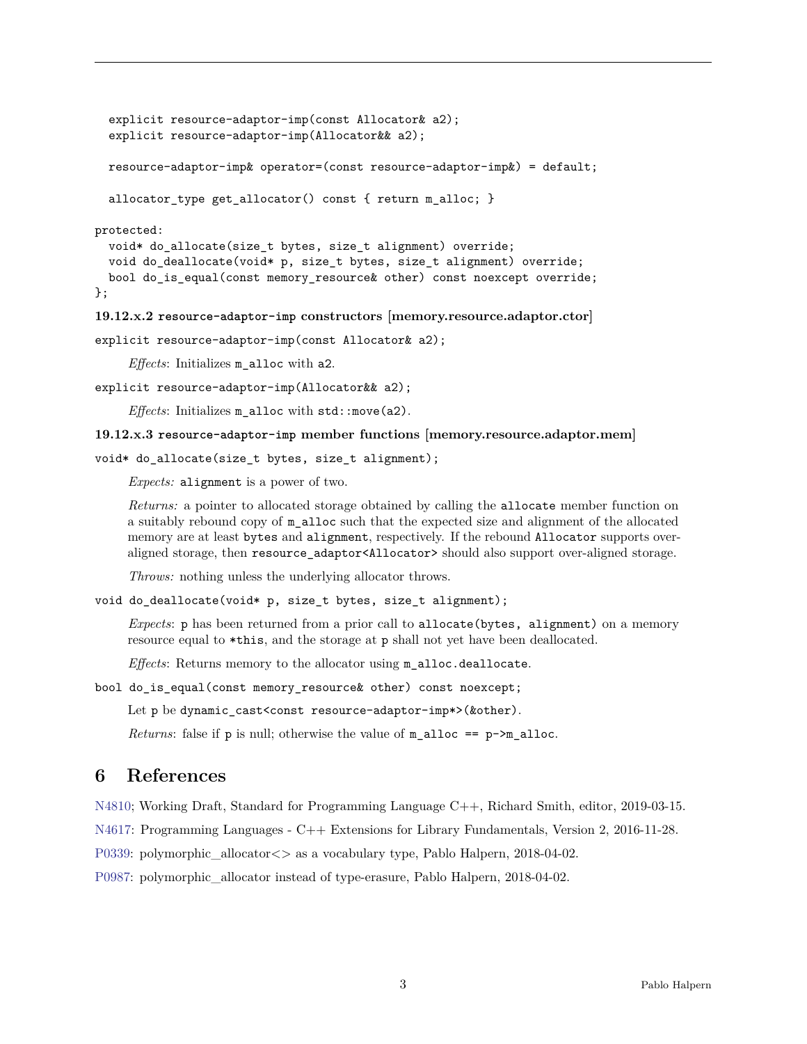```
  explicit resource-adaptor-imp(const Allocator& a2);
  explicit resource-adaptor-imp(Allocator&& a2);

  resource-adaptor-imp& operator=(const resource-adaptor-imp&) = default;

  allocator_type get_allocator() const { return m_alloc; }

protected:
  void* do_allocate(size_t bytes, size_t alignment) override;
  void do_deallocate(void* p, size_t bytes, size_t alignment) override;
  bool do_is_equal(const memory_resource& other) const noexcept override;
};
```

**19.12.x.2 `resource-adaptor-imp` constructors [memory.resource.adaptor.ctor]**

`explicit resource-adaptor-imp(const Allocator& a2);`

> *Effects*: Initializes `m_alloc` with `a2`.

`explicit resource-adaptor-imp(Allocator&& a2);`

> *Effects*: Initializes `m_alloc` with `std::move(a2)`.

**19.12.x.3 `resource-adaptor-imp` member functions [memory.resource.adaptor.mem]**

`void* do_allocate(size_t bytes, size_t alignment);`

> *Expects:* `alignment` is a power of two.
>
> *Returns:* a pointer to allocated storage obtained by calling the `allocate` member function on a suitably rebound copy of `m_alloc` such that the expected size and alignment of the allocated memory are at least `bytes` and `alignment`, respectively. If the rebound `Allocator` supports over-aligned storage, then `resource_adaptor<Allocator>` should also support over-aligned storage.
>
> *Throws:* nothing unless the underlying allocator throws.

`void do_deallocate(void* p, size_t bytes, size_t alignment);`

> *Expects*: `p` has been returned from a prior call to `allocate(bytes, alignment)` on a memory resource equal to `*this`, and the storage at `p` shall not yet have been deallocated.
>
> *Effects*: Returns memory to the allocator using `m_alloc.deallocate`.

`bool do_is_equal(const memory_resource& other) const noexcept;`

> Let `p` be `dynamic_cast<const resource-adaptor-imp*>(&other)`.
>
> *Returns*: false if `p` is null; otherwise the value of `m_alloc == p->m_alloc`.

## 6 References

N4810; Working Draft, Standard for Programming Language C++, Richard Smith, editor, 2019-03-15.

N4617: Programming Languages - C++ Extensions for Library Fundamentals, Version 2, 2016-11-28.

P0339: polymorphic_allocator<> as a vocabulary type, Pablo Halpern, 2018-04-02.

P0987: polymorphic_allocator instead of type-erasure, Pablo Halpern, 2018-04-02.